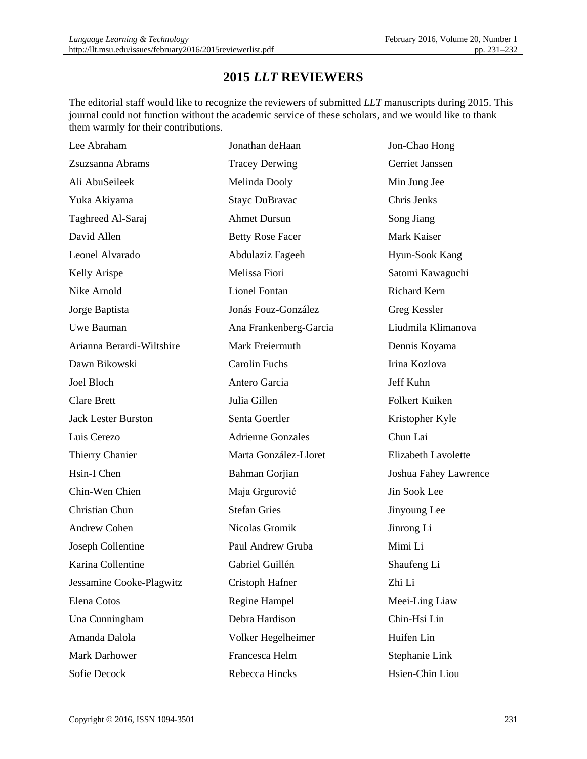# 2015 *LLT* REVIEWERS

The editorial staff would like to recognize the reviewers of submitted *LLT* manuscripts during 2015. This journal could not function without the academic service of these scholars, and we would like to thank them warmly for their contributions.

Lee Abraham
Zsuzsanna Abrams
Ali AbuSeileek
Yuka Akiyama
Taghreed Al-Saraj
David Allen
Leonel Alvarado
Kelly Arispe
Nike Arnold
Jorge Baptista
Uwe Bauman
Arianna Berardi-Wiltshire
Dawn Bikowski
Joel Bloch
Clare Brett
Jack Lester Burston
Luis Cerezo
Thierry Chanier
Hsin-I Chen
Chin-Wen Chien
Christian Chun
Andrew Cohen
Joseph Collentine
Karina Collentine
Jessamine Cooke-Plagwitz
Elena Cotos
Una Cunningham
Amanda Dalola
Mark Darhower
Sofie Decock
Jonathan deHaan
Tracey Derwing
Melinda Dooly
Stayc DuBravac
Ahmet Dursun
Betty Rose Facer
Abdulaziz Fageeh
Melissa Fiori
Lionel Fontan
Jonás Fouz-González
Ana Frankenberg-Garcia
Mark Freiermuth
Carolin Fuchs
Antero Garcia
Julia Gillen
Senta Goertler
Adrienne Gonzales
Marta González-Lloret
Bahman Gorjian
Maja Grgurović
Stefan Gries
Nicolas Gromik
Paul Andrew Gruba
Gabriel Guillén
Cristoph Hafner
Regine Hampel
Debra Hardison
Volker Hegelheimer
Francesca Helm
Rebecca Hincks
Jon-Chao Hong
Gerriet Janssen
Min Jung Jee
Chris Jenks
Song Jiang
Mark Kaiser
Hyun-Sook Kang
Satomi Kawaguchi
Richard Kern
Greg Kessler
Liudmila Klimanova
Dennis Koyama
Irina Kozlova
Jeff Kuhn
Folkert Kuiken
Kristopher Kyle
Chun Lai
Elizabeth Lavolette
Joshua Fahey Lawrence
Jin Sook Lee
Jinyoung Lee
Jinrong Li
Mimi Li
Shaufeng Li
Zhi Li
Meei-Ling Liaw
Chin-Hsi Lin
Huifen Lin
Stephanie Link
Hsien-Chin Liou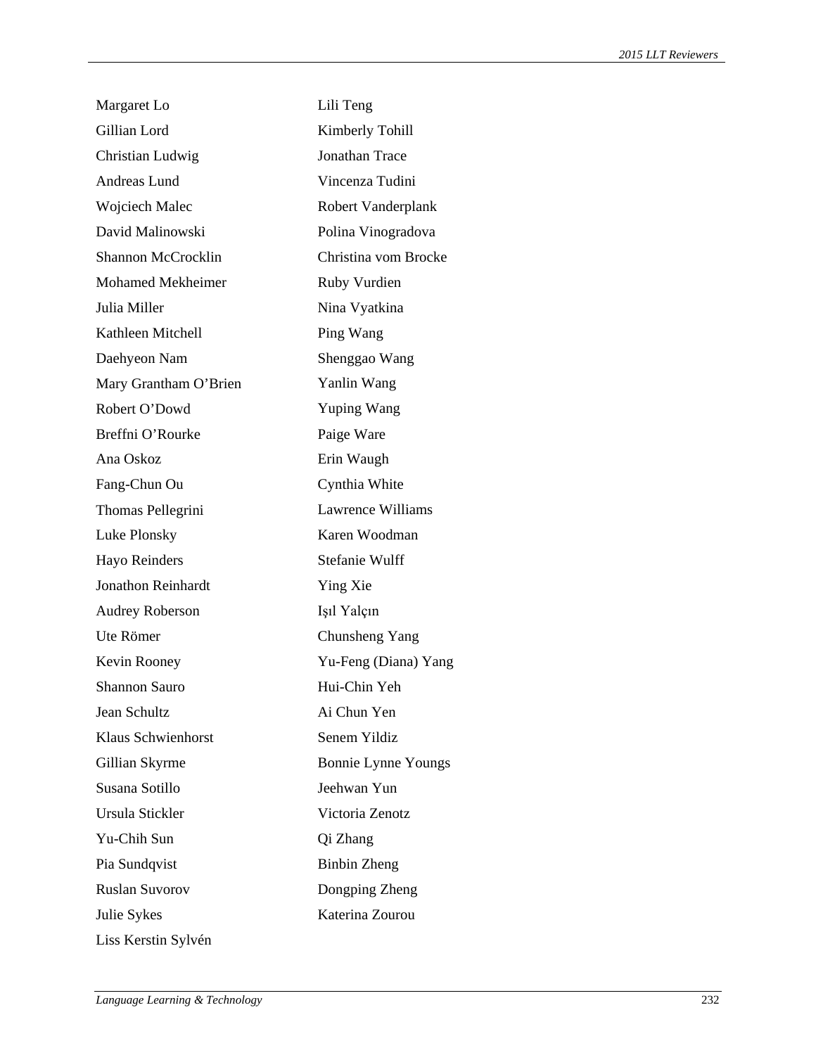Margaret Lo
Gillian Lord
Christian Ludwig
Andreas Lund
Wojciech Malec
David Malinowski
Shannon McCrocklin
Mohamed Mekheimer
Julia Miller
Kathleen Mitchell
Daehyeon Nam
Mary Grantham O'Brien
Robert O'Dowd
Breffni O'Rourke
Ana Oskoz
Fang-Chun Ou
Thomas Pellegrini
Luke Plonsky
Hayo Reinders
Jonathon Reinhardt
Audrey Roberson
Ute Römer
Kevin Rooney
Shannon Sauro
Jean Schultz
Klaus Schwienhorst
Gillian Skyrme
Susana Sotillo
Ursula Stickler
Yu-Chih Sun
Pia Sundqvist
Ruslan Suvorov
Julie Sykes
Liss Kerstin Sylvén
Lili Teng
Kimberly Tohill
Jonathan Trace
Vincenza Tudini
Robert Vanderplank
Polina Vinogradova
Christina vom Brocke
Ruby Vurdien
Nina Vyatkina
Ping Wang
Shenggao Wang
Yanlin Wang
Yuping Wang
Paige Ware
Erin Waugh
Cynthia White
Lawrence Williams
Karen Woodman
Stefanie Wulff
Ying Xie
Işıl Yalçın
Chunsheng Yang
Yu-Feng (Diana) Yang
Hui-Chin Yeh
Ai Chun Yen
Senem Yildiz
Bonnie Lynne Youngs
Jeehwan Yun
Victoria Zenotz
Qi Zhang
Binbin Zheng
Dongping Zheng
Katerina Zourou